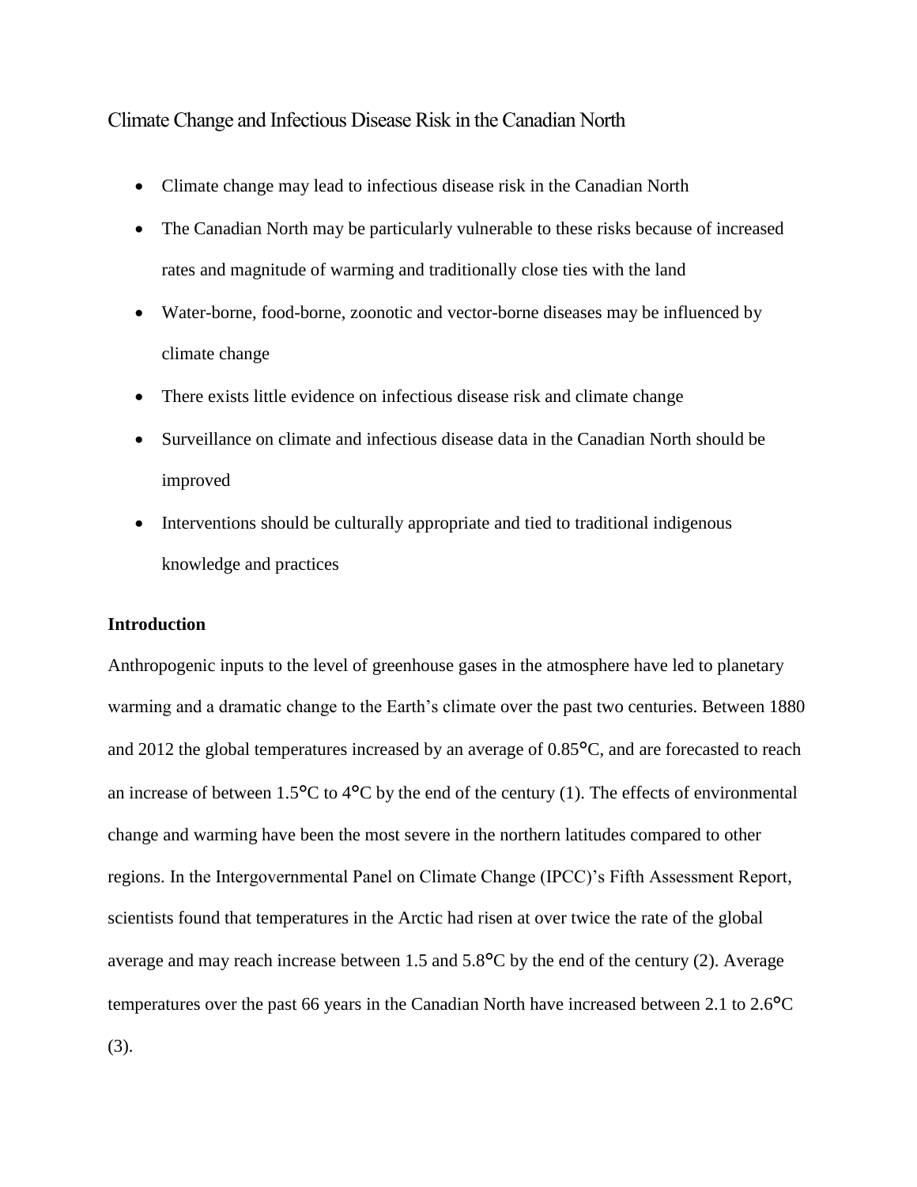# Climate Change and Infectious Disease Risk in the Canadian North

- Climate change may lead to infectious disease risk in the Canadian North
- The Canadian North may be particularly vulnerable to these risks because of increased rates and magnitude of warming and traditionally close ties with the land
- Water-borne, food-borne, zoonotic and vector-borne diseases may be influenced by climate change
- There exists little evidence on infectious disease risk and climate change
- Surveillance on climate and infectious disease data in the Canadian North should be improved
- Interventions should be culturally appropriate and tied to traditional indigenous knowledge and practices

## Introduction

Anthropogenic inputs to the level of greenhouse gases in the atmosphere have led to planetary warming and a dramatic change to the Earth's climate over the past two centuries. Between 1880 and 2012 the global temperatures increased by an average of 0.85°C, and are forecasted to reach an increase of between 1.5°C to 4°C by the end of the century (1). The effects of environmental change and warming have been the most severe in the northern latitudes compared to other regions. In the Intergovernmental Panel on Climate Change (IPCC)'s Fifth Assessment Report, scientists found that temperatures in the Arctic had risen at over twice the rate of the global average and may reach increase between 1.5 and 5.8°C by the end of the century (2). Average temperatures over the past 66 years in the Canadian North have increased between 2.1 to 2.6°C (3).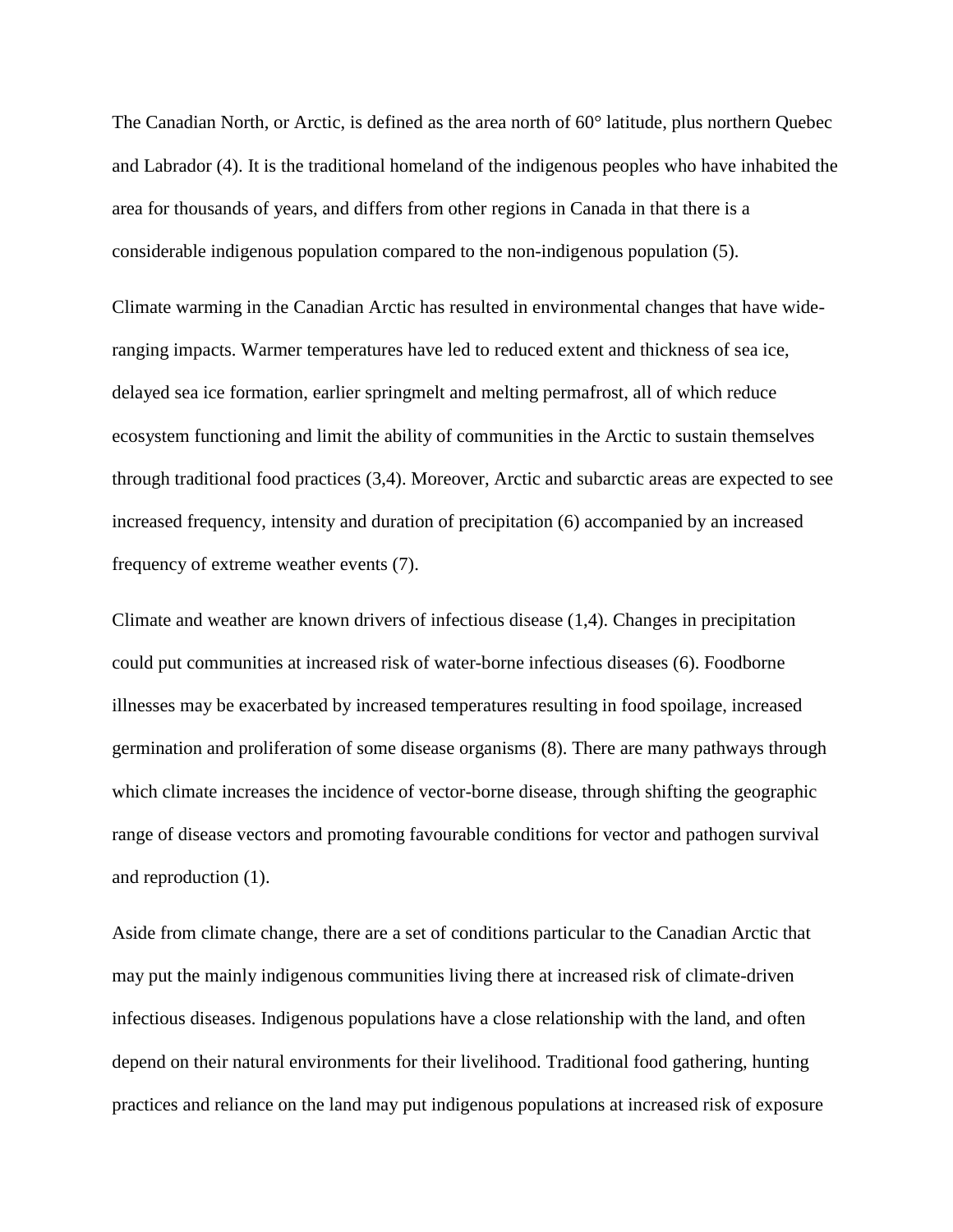The Canadian North, or Arctic, is defined as the area north of 60° latitude, plus northern Quebec and Labrador (4). It is the traditional homeland of the indigenous peoples who have inhabited the area for thousands of years, and differs from other regions in Canada in that there is a considerable indigenous population compared to the non-indigenous population (5).

Climate warming in the Canadian Arctic has resulted in environmental changes that have wide-ranging impacts. Warmer temperatures have led to reduced extent and thickness of sea ice, delayed sea ice formation, earlier springmelt and melting permafrost, all of which reduce ecosystem functioning and limit the ability of communities in the Arctic to sustain themselves through traditional food practices (3,4). Moreover, Arctic and subarctic areas are expected to see increased frequency, intensity and duration of precipitation (6) accompanied by an increased frequency of extreme weather events (7).

Climate and weather are known drivers of infectious disease (1,4). Changes in precipitation could put communities at increased risk of water-borne infectious diseases (6). Foodborne illnesses may be exacerbated by increased temperatures resulting in food spoilage, increased germination and proliferation of some disease organisms (8). There are many pathways through which climate increases the incidence of vector-borne disease, through shifting the geographic range of disease vectors and promoting favourable conditions for vector and pathogen survival and reproduction (1).

Aside from climate change, there are a set of conditions particular to the Canadian Arctic that may put the mainly indigenous communities living there at increased risk of climate-driven infectious diseases. Indigenous populations have a close relationship with the land, and often depend on their natural environments for their livelihood. Traditional food gathering, hunting practices and reliance on the land may put indigenous populations at increased risk of exposure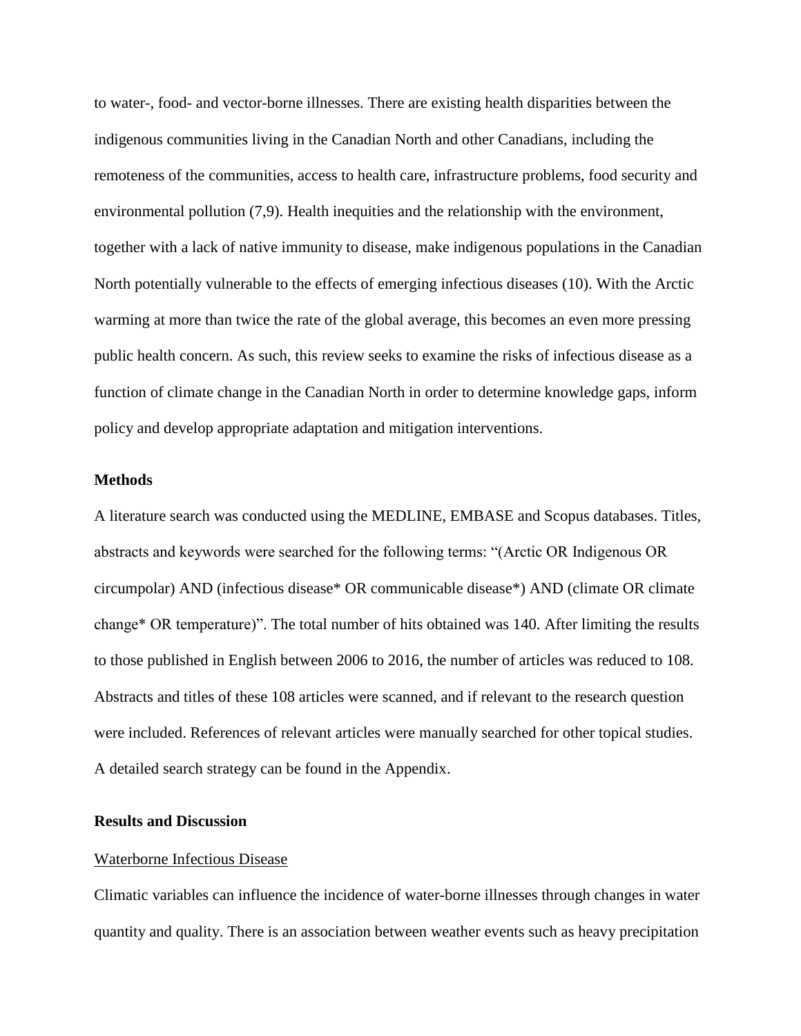to water-, food- and vector-borne illnesses. There are existing health disparities between the indigenous communities living in the Canadian North and other Canadians, including the remoteness of the communities, access to health care, infrastructure problems, food security and environmental pollution (7,9). Health inequities and the relationship with the environment, together with a lack of native immunity to disease, make indigenous populations in the Canadian North potentially vulnerable to the effects of emerging infectious diseases (10). With the Arctic warming at more than twice the rate of the global average, this becomes an even more pressing public health concern. As such, this review seeks to examine the risks of infectious disease as a function of climate change in the Canadian North in order to determine knowledge gaps, inform policy and develop appropriate adaptation and mitigation interventions.

## Methods

A literature search was conducted using the MEDLINE, EMBASE and Scopus databases. Titles, abstracts and keywords were searched for the following terms: "(Arctic OR Indigenous OR circumpolar) AND (infectious disease* OR communicable disease*) AND (climate OR climate change* OR temperature)". The total number of hits obtained was 140. After limiting the results to those published in English between 2006 to 2016, the number of articles was reduced to 108. Abstracts and titles of these 108 articles were scanned, and if relevant to the research question were included. References of relevant articles were manually searched for other topical studies. A detailed search strategy can be found in the Appendix.

## Results and Discussion

<u>Waterborne Infectious Disease</u>

Climatic variables can influence the incidence of water-borne illnesses through changes in water quantity and quality. There is an association between weather events such as heavy precipitation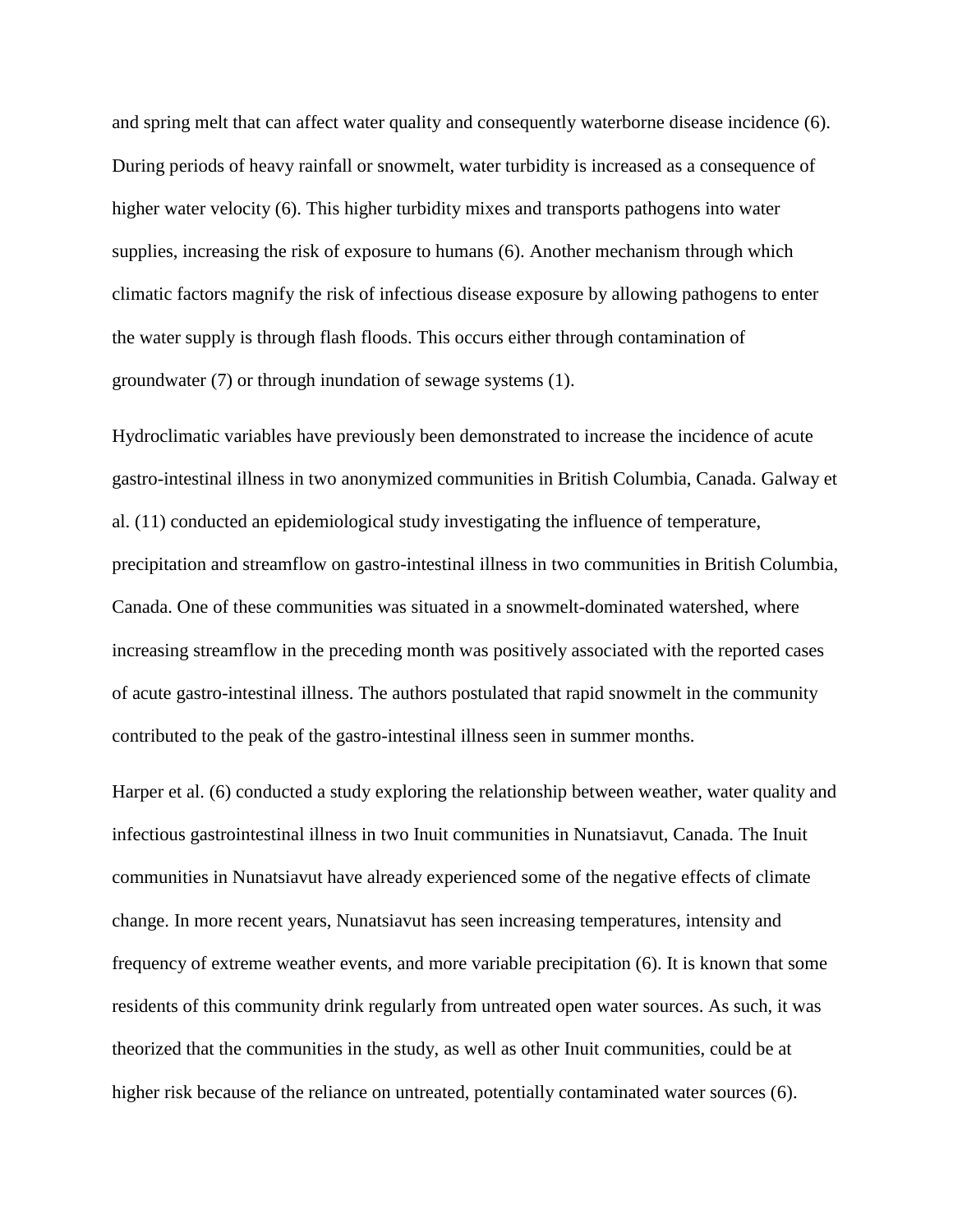and spring melt that can affect water quality and consequently waterborne disease incidence (6). During periods of heavy rainfall or snowmelt, water turbidity is increased as a consequence of higher water velocity (6). This higher turbidity mixes and transports pathogens into water supplies, increasing the risk of exposure to humans (6). Another mechanism through which climatic factors magnify the risk of infectious disease exposure by allowing pathogens to enter the water supply is through flash floods. This occurs either through contamination of groundwater (7) or through inundation of sewage systems (1).

Hydroclimatic variables have previously been demonstrated to increase the incidence of acute gastro-intestinal illness in two anonymized communities in British Columbia, Canada. Galway et al. (11) conducted an epidemiological study investigating the influence of temperature, precipitation and streamflow on gastro-intestinal illness in two communities in British Columbia, Canada. One of these communities was situated in a snowmelt-dominated watershed, where increasing streamflow in the preceding month was positively associated with the reported cases of acute gastro-intestinal illness. The authors postulated that rapid snowmelt in the community contributed to the peak of the gastro-intestinal illness seen in summer months.

Harper et al. (6) conducted a study exploring the relationship between weather, water quality and infectious gastrointestinal illness in two Inuit communities in Nunatsiavut, Canada. The Inuit communities in Nunatsiavut have already experienced some of the negative effects of climate change. In more recent years, Nunatsiavut has seen increasing temperatures, intensity and frequency of extreme weather events, and more variable precipitation (6). It is known that some residents of this community drink regularly from untreated open water sources. As such, it was theorized that the communities in the study, as well as other Inuit communities, could be at higher risk because of the reliance on untreated, potentially contaminated water sources (6).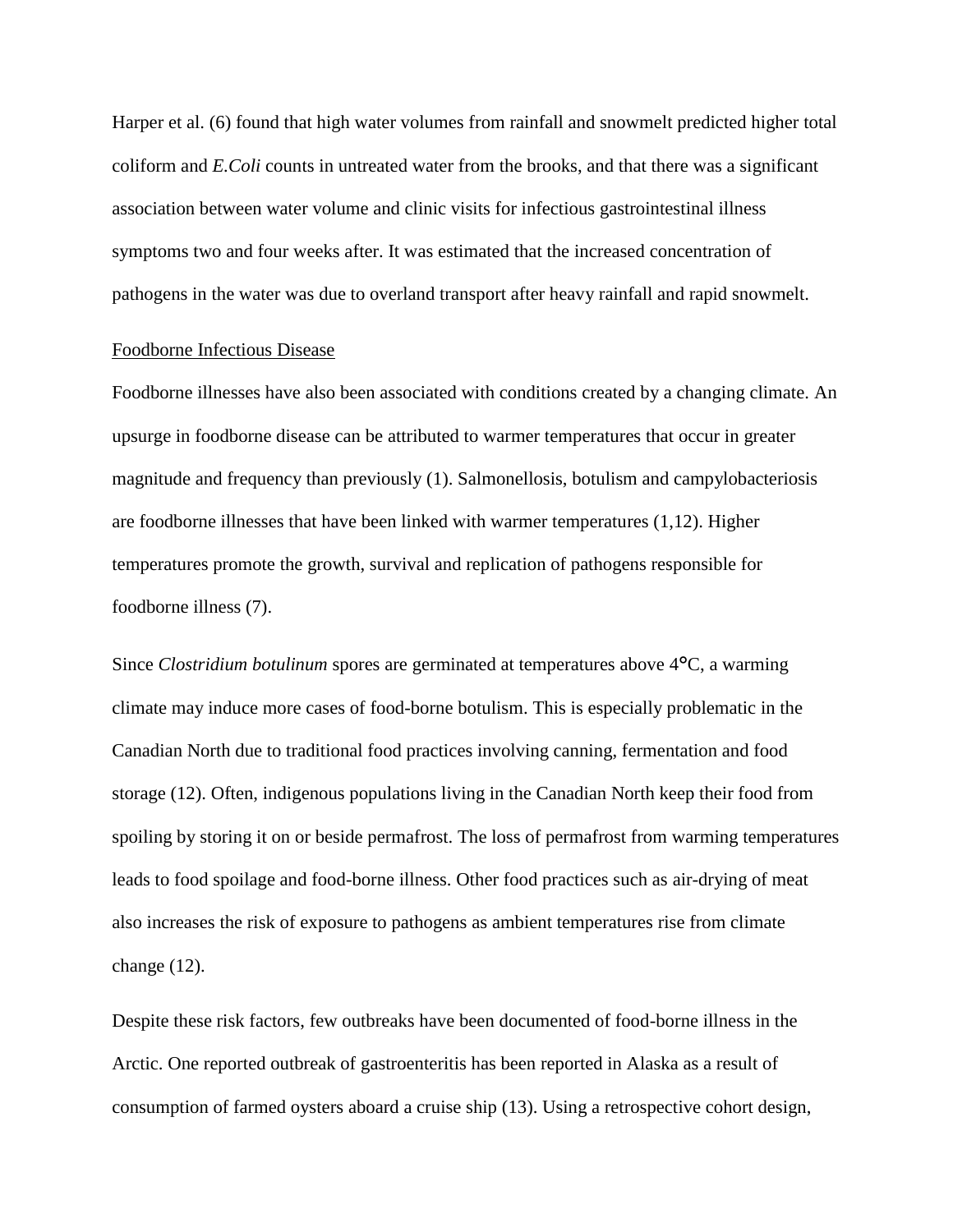Harper et al. (6) found that high water volumes from rainfall and snowmelt predicted higher total coliform and *E.Coli* counts in untreated water from the brooks, and that there was a significant association between water volume and clinic visits for infectious gastrointestinal illness symptoms two and four weeks after. It was estimated that the increased concentration of pathogens in the water was due to overland transport after heavy rainfall and rapid snowmelt.

<u>Foodborne Infectious Disease</u>

Foodborne illnesses have also been associated with conditions created by a changing climate. An upsurge in foodborne disease can be attributed to warmer temperatures that occur in greater magnitude and frequency than previously (1). Salmonellosis, botulism and campylobacteriosis are foodborne illnesses that have been linked with warmer temperatures (1,12). Higher temperatures promote the growth, survival and replication of pathogens responsible for foodborne illness (7).

Since *Clostridium botulinum* spores are germinated at temperatures above 4°C, a warming climate may induce more cases of food-borne botulism. This is especially problematic in the Canadian North due to traditional food practices involving canning, fermentation and food storage (12). Often, indigenous populations living in the Canadian North keep their food from spoiling by storing it on or beside permafrost. The loss of permafrost from warming temperatures leads to food spoilage and food-borne illness. Other food practices such as air-drying of meat also increases the risk of exposure to pathogens as ambient temperatures rise from climate change (12).

Despite these risk factors, few outbreaks have been documented of food-borne illness in the Arctic. One reported outbreak of gastroenteritis has been reported in Alaska as a result of consumption of farmed oysters aboard a cruise ship (13). Using a retrospective cohort design,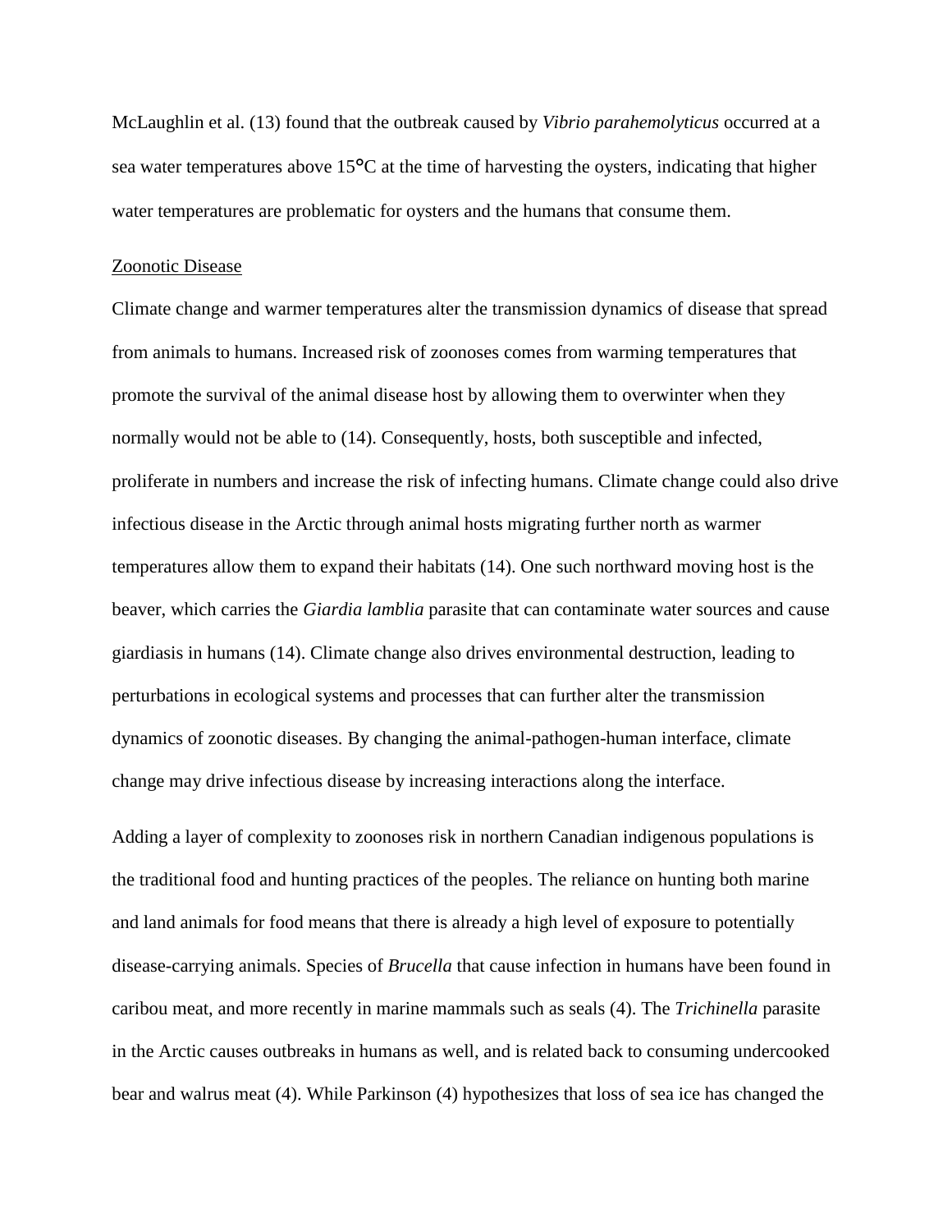McLaughlin et al. (13) found that the outbreak caused by *Vibrio parahemolyticus* occurred at a sea water temperatures above 15°C at the time of harvesting the oysters, indicating that higher water temperatures are problematic for oysters and the humans that consume them.

Zoonotic Disease

Climate change and warmer temperatures alter the transmission dynamics of disease that spread from animals to humans. Increased risk of zoonoses comes from warming temperatures that promote the survival of the animal disease host by allowing them to overwinter when they normally would not be able to (14). Consequently, hosts, both susceptible and infected, proliferate in numbers and increase the risk of infecting humans. Climate change could also drive infectious disease in the Arctic through animal hosts migrating further north as warmer temperatures allow them to expand their habitats (14). One such northward moving host is the beaver, which carries the *Giardia lamblia* parasite that can contaminate water sources and cause giardiasis in humans (14). Climate change also drives environmental destruction, leading to perturbations in ecological systems and processes that can further alter the transmission dynamics of zoonotic diseases. By changing the animal-pathogen-human interface, climate change may drive infectious disease by increasing interactions along the interface.

Adding a layer of complexity to zoonoses risk in northern Canadian indigenous populations is the traditional food and hunting practices of the peoples. The reliance on hunting both marine and land animals for food means that there is already a high level of exposure to potentially disease-carrying animals. Species of *Brucella* that cause infection in humans have been found in caribou meat, and more recently in marine mammals such as seals (4). The *Trichinella* parasite in the Arctic causes outbreaks in humans as well, and is related back to consuming undercooked bear and walrus meat (4). While Parkinson (4) hypothesizes that loss of sea ice has changed the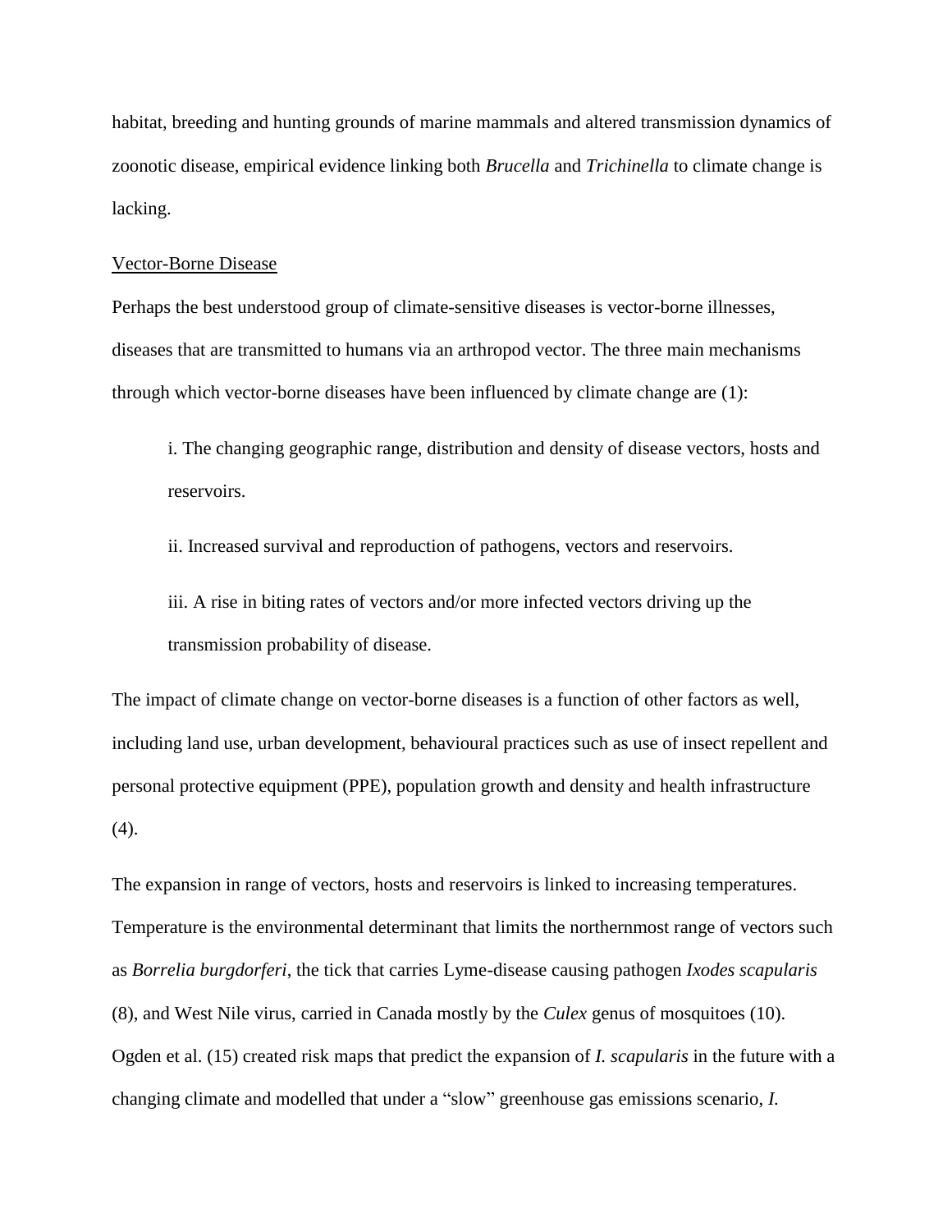habitat, breeding and hunting grounds of marine mammals and altered transmission dynamics of zoonotic disease, empirical evidence linking both *Brucella* and *Trichinella* to climate change is lacking.

Vector-Borne Disease

Perhaps the best understood group of climate-sensitive diseases is vector-borne illnesses, diseases that are transmitted to humans via an arthropod vector. The three main mechanisms through which vector-borne diseases have been influenced by climate change are (1):

i. The changing geographic range, distribution and density of disease vectors, hosts and reservoirs.

ii. Increased survival and reproduction of pathogens, vectors and reservoirs.

iii. A rise in biting rates of vectors and/or more infected vectors driving up the transmission probability of disease.

The impact of climate change on vector-borne diseases is a function of other factors as well, including land use, urban development, behavioural practices such as use of insect repellent and personal protective equipment (PPE), population growth and density and health infrastructure (4).

The expansion in range of vectors, hosts and reservoirs is linked to increasing temperatures. Temperature is the environmental determinant that limits the northernmost range of vectors such as *Borrelia burgdorferi*, the tick that carries Lyme-disease causing pathogen *Ixodes scapularis* (8), and West Nile virus, carried in Canada mostly by the *Culex* genus of mosquitoes (10). Ogden et al. (15) created risk maps that predict the expansion of *I. scapularis* in the future with a changing climate and modelled that under a "slow" greenhouse gas emissions scenario, *I.*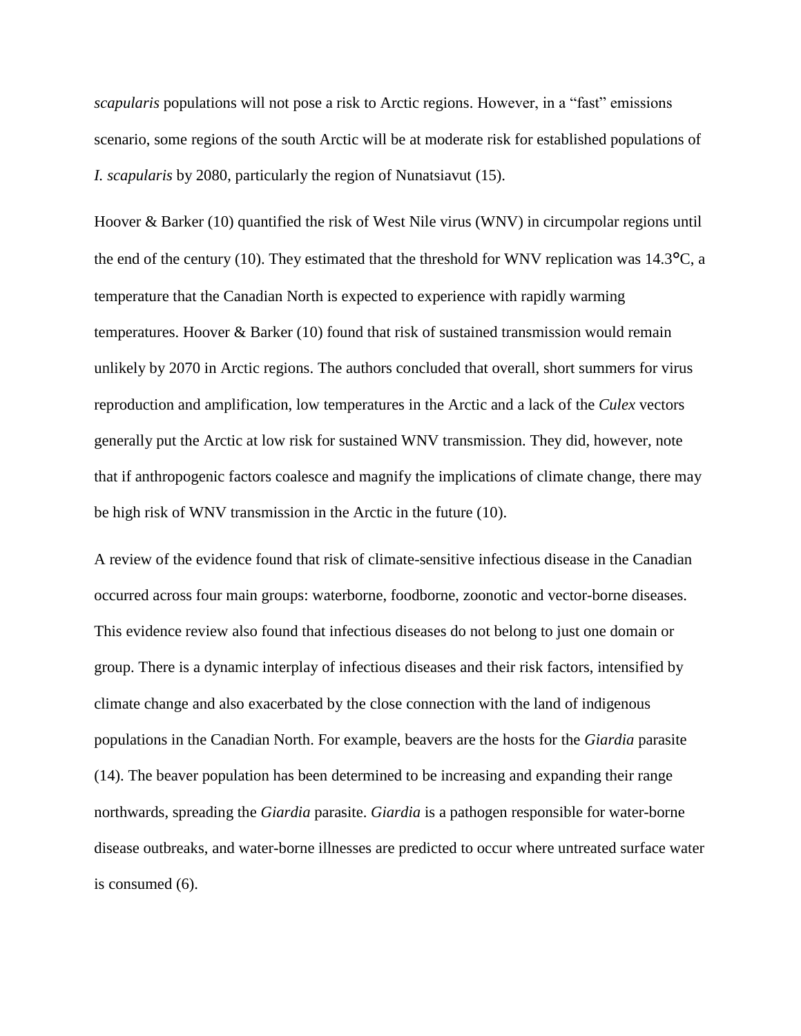*scapularis* populations will not pose a risk to Arctic regions. However, in a "fast" emissions scenario, some regions of the south Arctic will be at moderate risk for established populations of *I. scapularis* by 2080, particularly the region of Nunatsiavut (15).

Hoover & Barker (10) quantified the risk of West Nile virus (WNV) in circumpolar regions until the end of the century (10). They estimated that the threshold for WNV replication was 14.3°C, a temperature that the Canadian North is expected to experience with rapidly warming temperatures. Hoover & Barker (10) found that risk of sustained transmission would remain unlikely by 2070 in Arctic regions. The authors concluded that overall, short summers for virus reproduction and amplification, low temperatures in the Arctic and a lack of the *Culex* vectors generally put the Arctic at low risk for sustained WNV transmission. They did, however, note that if anthropogenic factors coalesce and magnify the implications of climate change, there may be high risk of WNV transmission in the Arctic in the future (10).

A review of the evidence found that risk of climate-sensitive infectious disease in the Canadian occurred across four main groups: waterborne, foodborne, zoonotic and vector-borne diseases. This evidence review also found that infectious diseases do not belong to just one domain or group. There is a dynamic interplay of infectious diseases and their risk factors, intensified by climate change and also exacerbated by the close connection with the land of indigenous populations in the Canadian North. For example, beavers are the hosts for the *Giardia* parasite (14). The beaver population has been determined to be increasing and expanding their range northwards, spreading the *Giardia* parasite. *Giardia* is a pathogen responsible for water-borne disease outbreaks, and water-borne illnesses are predicted to occur where untreated surface water is consumed (6).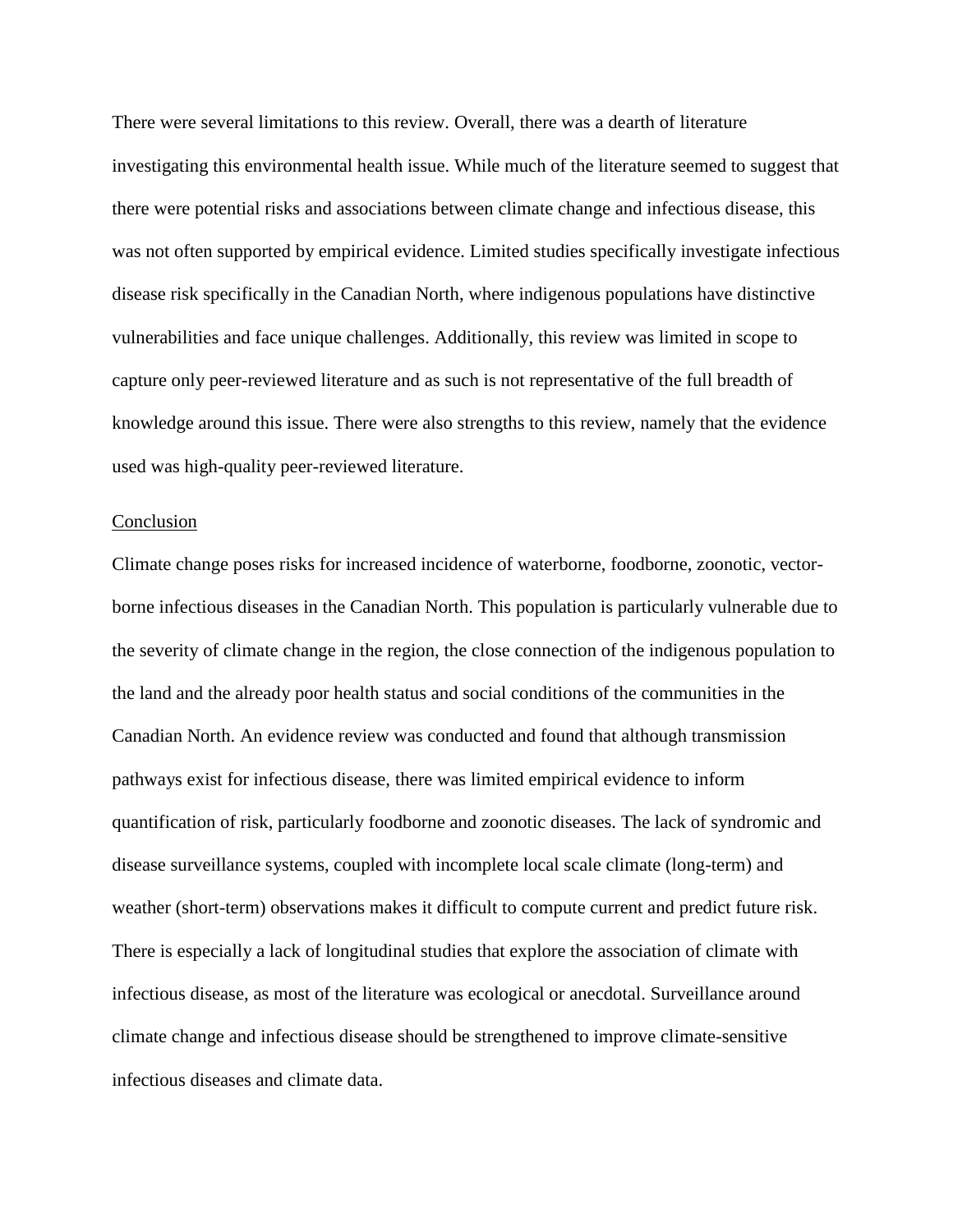There were several limitations to this review. Overall, there was a dearth of literature investigating this environmental health issue. While much of the literature seemed to suggest that there were potential risks and associations between climate change and infectious disease, this was not often supported by empirical evidence. Limited studies specifically investigate infectious disease risk specifically in the Canadian North, where indigenous populations have distinctive vulnerabilities and face unique challenges. Additionally, this review was limited in scope to capture only peer-reviewed literature and as such is not representative of the full breadth of knowledge around this issue. There were also strengths to this review, namely that the evidence used was high-quality peer-reviewed literature.

## Conclusion

Climate change poses risks for increased incidence of waterborne, foodborne, zoonotic, vector-borne infectious diseases in the Canadian North. This population is particularly vulnerable due to the severity of climate change in the region, the close connection of the indigenous population to the land and the already poor health status and social conditions of the communities in the Canadian North. An evidence review was conducted and found that although transmission pathways exist for infectious disease, there was limited empirical evidence to inform quantification of risk, particularly foodborne and zoonotic diseases. The lack of syndromic and disease surveillance systems, coupled with incomplete local scale climate (long-term) and weather (short-term) observations makes it difficult to compute current and predict future risk. There is especially a lack of longitudinal studies that explore the association of climate with infectious disease, as most of the literature was ecological or anecdotal. Surveillance around climate change and infectious disease should be strengthened to improve climate-sensitive infectious diseases and climate data.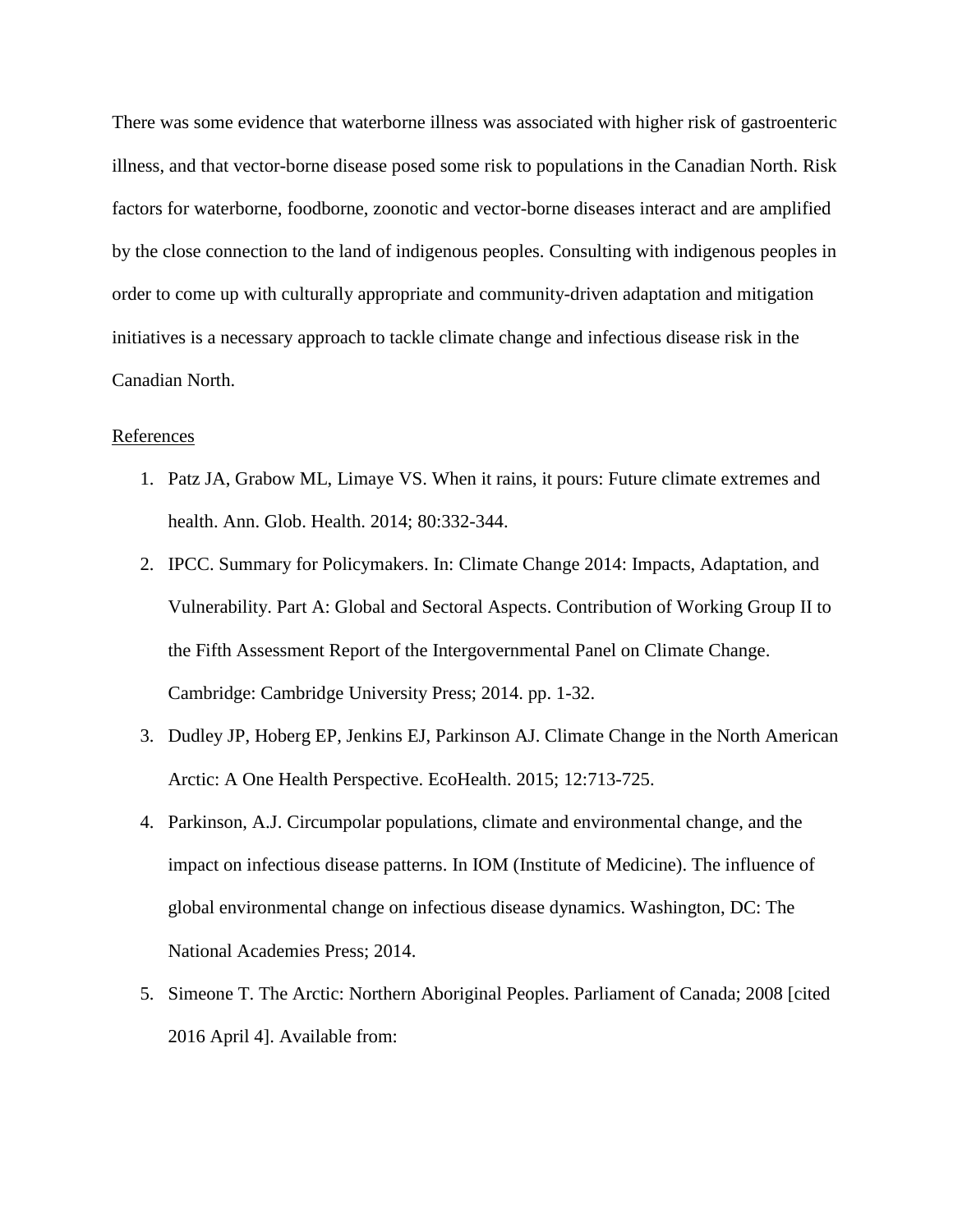There was some evidence that waterborne illness was associated with higher risk of gastroenteric illness, and that vector-borne disease posed some risk to populations in the Canadian North. Risk factors for waterborne, foodborne, zoonotic and vector-borne diseases interact and are amplified by the close connection to the land of indigenous peoples. Consulting with indigenous peoples in order to come up with culturally appropriate and community-driven adaptation and mitigation initiatives is a necessary approach to tackle climate change and infectious disease risk in the Canadian North.

References

1. Patz JA, Grabow ML, Limaye VS. When it rains, it pours: Future climate extremes and health. Ann. Glob. Health. 2014; 80:332-344.
2. IPCC. Summary for Policymakers. In: Climate Change 2014: Impacts, Adaptation, and Vulnerability. Part A: Global and Sectoral Aspects. Contribution of Working Group II to the Fifth Assessment Report of the Intergovernmental Panel on Climate Change. Cambridge: Cambridge University Press; 2014. pp. 1-32.
3. Dudley JP, Hoberg EP, Jenkins EJ, Parkinson AJ. Climate Change in the North American Arctic: A One Health Perspective. EcoHealth. 2015; 12:713-725.
4. Parkinson, A.J. Circumpolar populations, climate and environmental change, and the impact on infectious disease patterns. In IOM (Institute of Medicine). The influence of global environmental change on infectious disease dynamics. Washington, DC: The National Academies Press; 2014.
5. Simeone T. The Arctic: Northern Aboriginal Peoples. Parliament of Canada; 2008 [cited 2016 April 4]. Available from: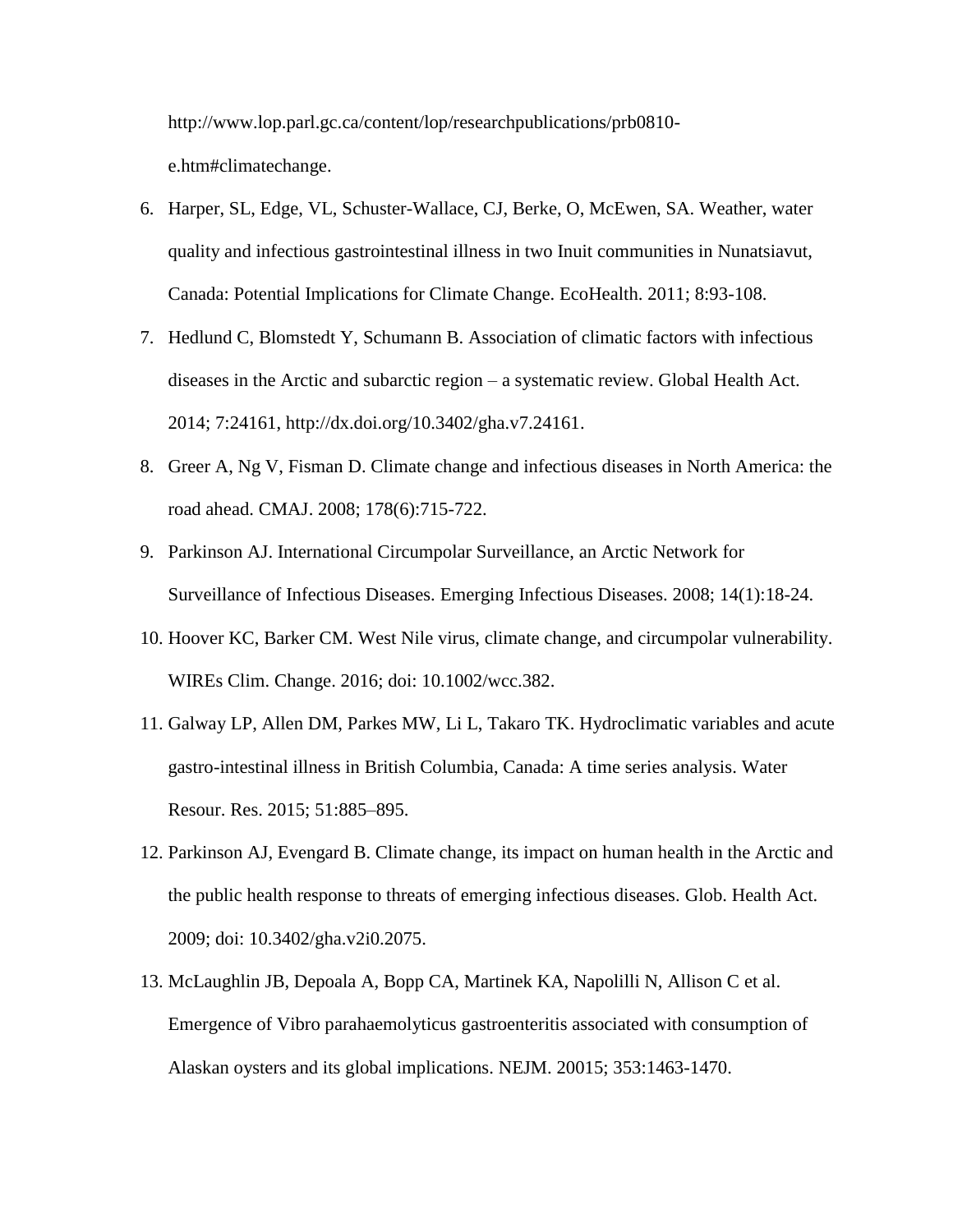http://www.lop.parl.gc.ca/content/lop/researchpublications/prb0810-e.htm#climatechange.

6. Harper, SL, Edge, VL, Schuster-Wallace, CJ, Berke, O, McEwen, SA. Weather, water quality and infectious gastrointestinal illness in two Inuit communities in Nunatsiavut, Canada: Potential Implications for Climate Change. EcoHealth. 2011; 8:93-108.
7. Hedlund C, Blomstedt Y, Schumann B. Association of climatic factors with infectious diseases in the Arctic and subarctic region – a systematic review. Global Health Act. 2014; 7:24161, http://dx.doi.org/10.3402/gha.v7.24161.
8. Greer A, Ng V, Fisman D. Climate change and infectious diseases in North America: the road ahead. CMAJ. 2008; 178(6):715-722.
9. Parkinson AJ. International Circumpolar Surveillance, an Arctic Network for Surveillance of Infectious Diseases. Emerging Infectious Diseases. 2008; 14(1):18-24.
10. Hoover KC, Barker CM. West Nile virus, climate change, and circumpolar vulnerability. WIREs Clim. Change. 2016; doi: 10.1002/wcc.382.
11. Galway LP, Allen DM, Parkes MW, Li L, Takaro TK. Hydroclimatic variables and acute gastro-intestinal illness in British Columbia, Canada: A time series analysis. Water Resour. Res. 2015; 51:885–895.
12. Parkinson AJ, Evengard B. Climate change, its impact on human health in the Arctic and the public health response to threats of emerging infectious diseases. Glob. Health Act. 2009; doi: 10.3402/gha.v2i0.2075.
13. McLaughlin JB, Depoala A, Bopp CA, Martinek KA, Napolilli N, Allison C et al. Emergence of Vibro parahaemolyticus gastroenteritis associated with consumption of Alaskan oysters and its global implications. NEJM. 20015; 353:1463-1470.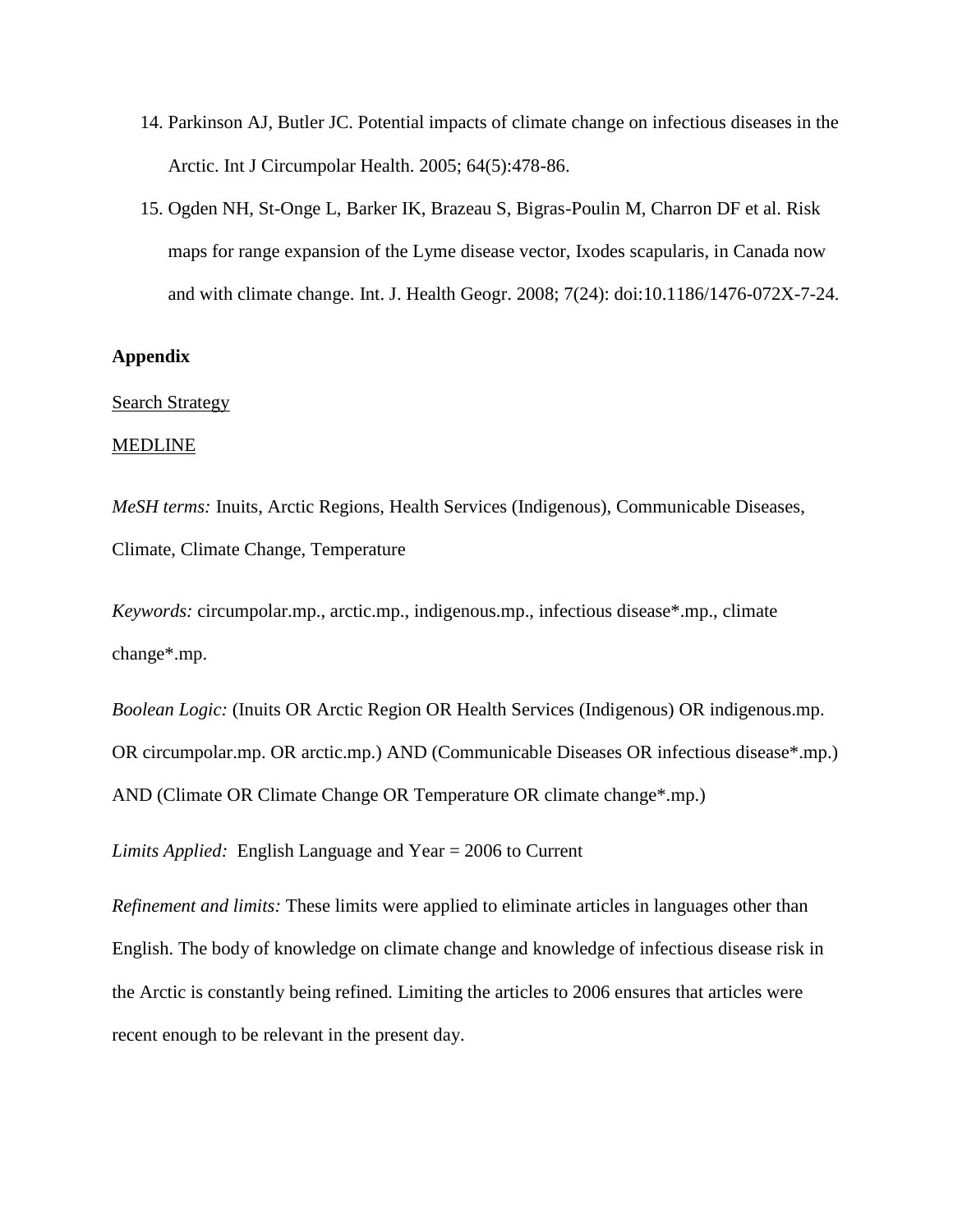14. Parkinson AJ, Butler JC. Potential impacts of climate change on infectious diseases in the Arctic. Int J Circumpolar Health. 2005; 64(5):478-86.
15. Ogden NH, St-Onge L, Barker IK, Brazeau S, Bigras-Poulin M, Charron DF et al. Risk maps for range expansion of the Lyme disease vector, Ixodes scapularis, in Canada now and with climate change. Int. J. Health Geogr. 2008; 7(24): doi:10.1186/1476-072X-7-24.

**Appendix**

<u>Search Strategy</u>

<u>MEDLINE</u>

*MeSH terms:* Inuits, Arctic Regions, Health Services (Indigenous), Communicable Diseases, Climate, Climate Change, Temperature

*Keywords:* circumpolar.mp., arctic.mp., indigenous.mp., infectious disease*.mp., climate change*.mp.

*Boolean Logic:* (Inuits OR Arctic Region OR Health Services (Indigenous) OR indigenous.mp. OR circumpolar.mp. OR arctic.mp.) AND (Communicable Diseases OR infectious disease*.mp.) AND (Climate OR Climate Change OR Temperature OR climate change*.mp.)

*Limits Applied:* English Language and Year = 2006 to Current

*Refinement and limits:* These limits were applied to eliminate articles in languages other than English. The body of knowledge on climate change and knowledge of infectious disease risk in the Arctic is constantly being refined. Limiting the articles to 2006 ensures that articles were recent enough to be relevant in the present day.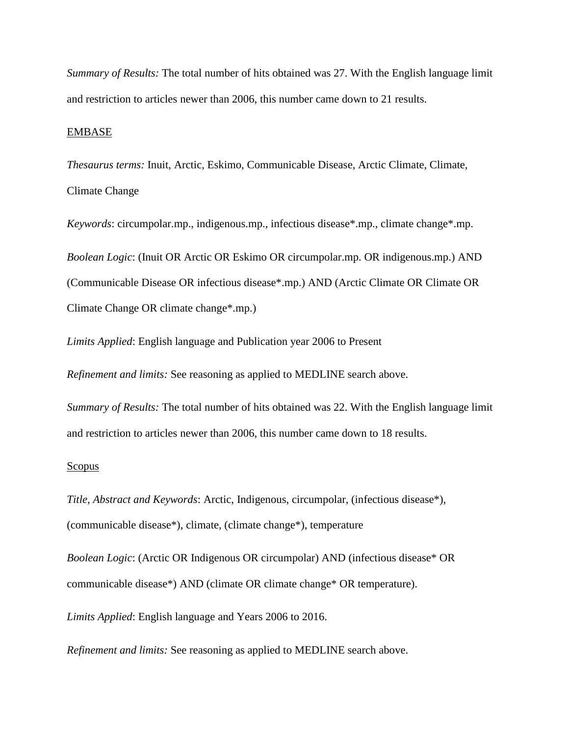*Summary of Results:* The total number of hits obtained was 27. With the English language limit and restriction to articles newer than 2006, this number came down to 21 results.

<u>EMBASE</u>

*Thesaurus terms:* Inuit, Arctic, Eskimo, Communicable Disease, Arctic Climate, Climate, Climate Change

*Keywords*: circumpolar.mp., indigenous.mp., infectious disease*.mp., climate change*.mp.

*Boolean Logic*: (Inuit OR Arctic OR Eskimo OR circumpolar.mp. OR indigenous.mp.) AND (Communicable Disease OR infectious disease*.mp.) AND (Arctic Climate OR Climate OR Climate Change OR climate change*.mp.)

*Limits Applied*: English language and Publication year 2006 to Present

*Refinement and limits:* See reasoning as applied to MEDLINE search above.

*Summary of Results:* The total number of hits obtained was 22. With the English language limit and restriction to articles newer than 2006, this number came down to 18 results.

<u>Scopus</u>

*Title, Abstract and Keywords*: Arctic, Indigenous, circumpolar, (infectious disease*), (communicable disease*), climate, (climate change*), temperature

*Boolean Logic*: (Arctic OR Indigenous OR circumpolar) AND (infectious disease* OR communicable disease*) AND (climate OR climate change* OR temperature).

*Limits Applied*: English language and Years 2006 to 2016.

*Refinement and limits:* See reasoning as applied to MEDLINE search above.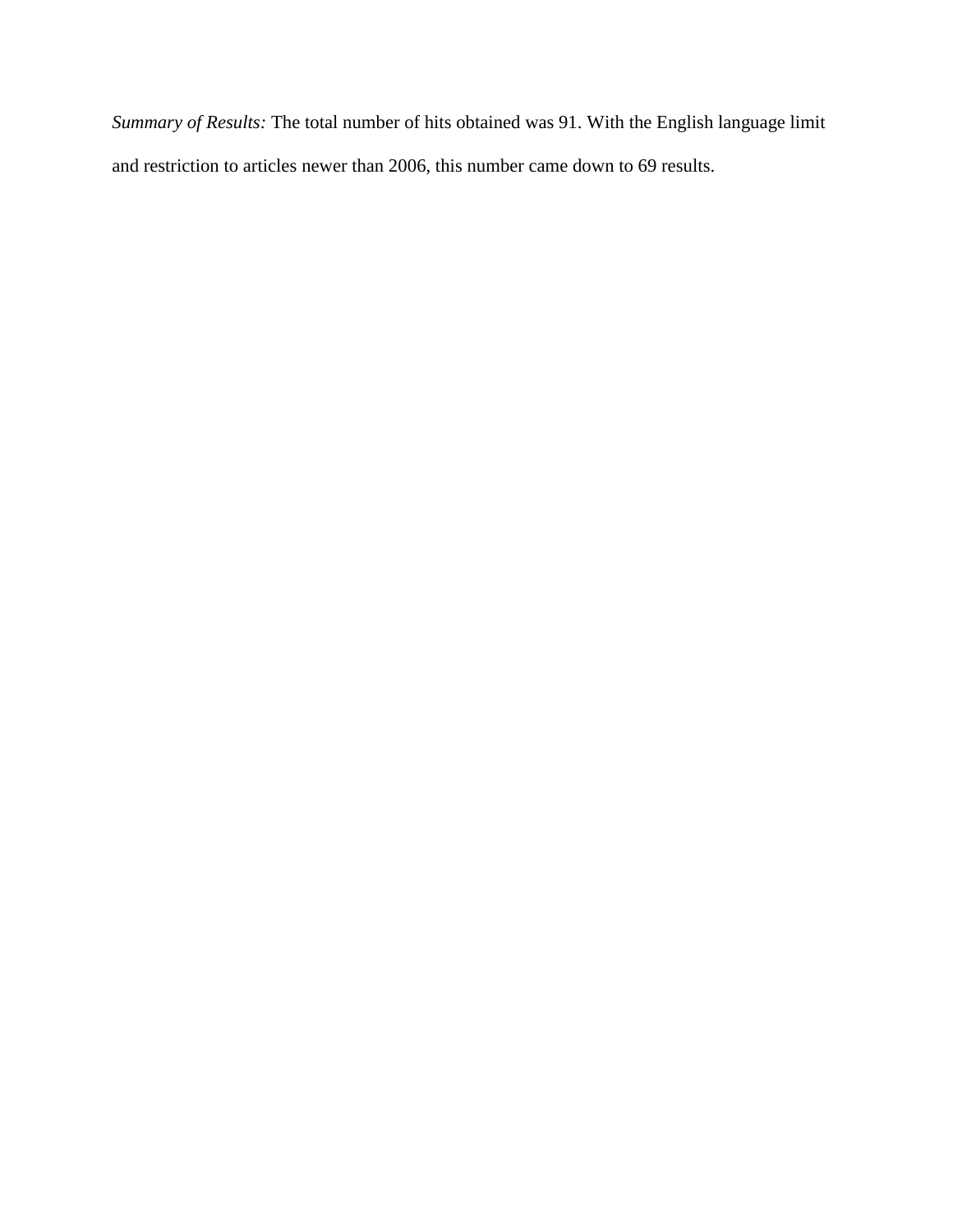*Summary of Results:* The total number of hits obtained was 91. With the English language limit and restriction to articles newer than 2006, this number came down to 69 results.